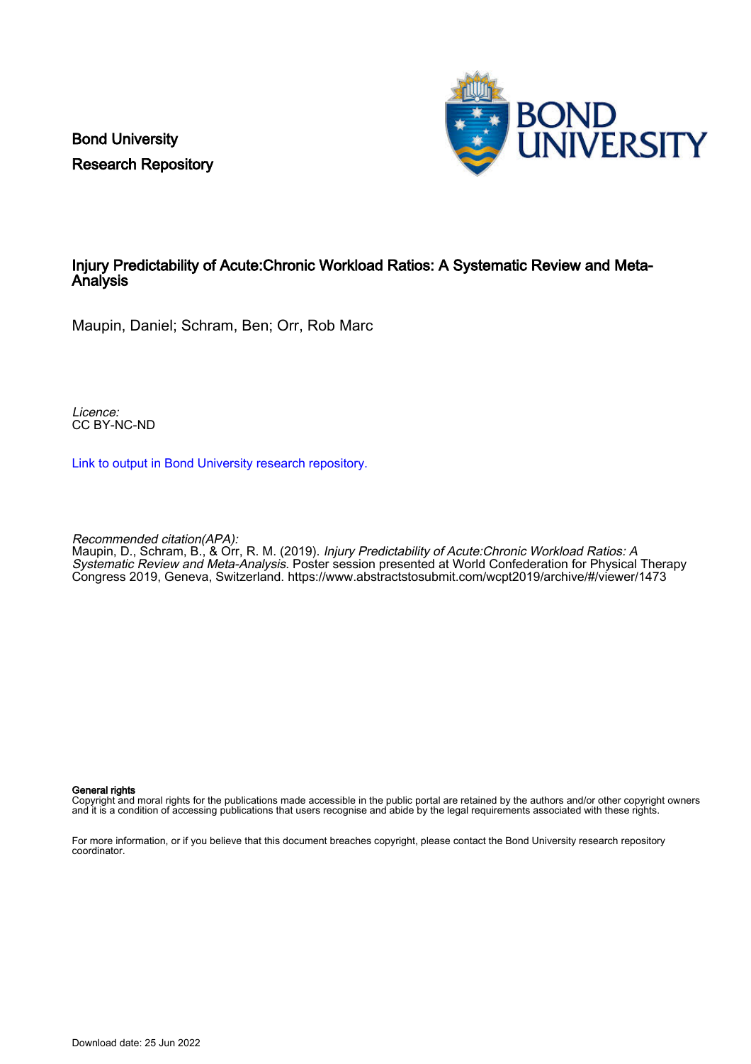Bond University
Research Repository

# Injury Predictability of Acute:Chronic Workload Ratios: A Systematic Review and Meta-Analysis

Maupin, Daniel; Schram, Ben; Orr, Rob Marc

*Licence:*
CC BY-NC-ND

Link to output in Bond University research repository.

*Recommended citation(APA):*
Maupin, D., Schram, B., & Orr, R. M. (2019). *Injury Predictability of Acute:Chronic Workload Ratios: A Systematic Review and Meta-Analysis*. Poster session presented at World Confederation for Physical Therapy Congress 2019, Geneva, Switzerland. https://www.abstractstosubmit.com/wcpt2019/archive/#/viewer/1473

**General rights**
Copyright and moral rights for the publications made accessible in the public portal are retained by the authors and/or other copyright owners and it is a condition of accessing publications that users recognise and abide by the legal requirements associated with these rights.

For more information, or if you believe that this document breaches copyright, please contact the Bond University research repository coordinator.

Download date: 25 Jun 2022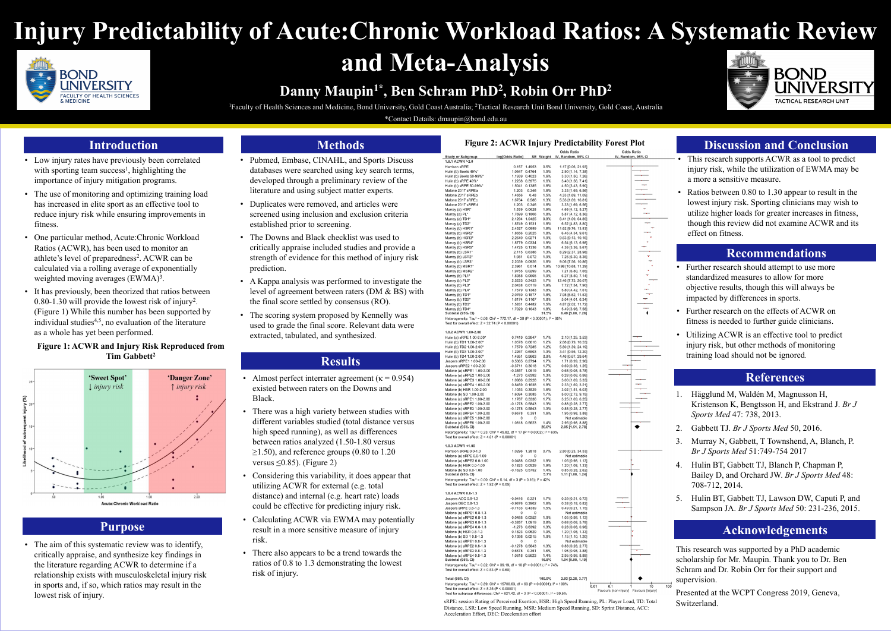# Injury Predictability of Acute:Chronic Workload Ratios: A Systematic Review and Meta-Analysis

**Danny Maupin[1*], Ben Schram PhD[2], Robin Orr PhD[2]**

[1]Faculty of Health Sciences and Medicine, Bond University, Gold Coast Australia; [2]Tactical Research Unit Bond University, Gold Coast, Australia

*Contact Details: dmaupin@bond.edu.au

## Introduction

- Low injury rates have previously been correlated with sporting team success[1], highlighting the importance of injury mitigation programs.
- The use of monitoring and optimizing training load has increased in elite sport as an effective tool to reduce injury risk while ensuring improvements in fitness.
- One particular method, Acute:Chronic Workload Ratios (ACWR), has been used to monitor an athlete's level of preparedness[2]. ACWR can be calculated via a rolling average of exponentially weighted moving averages (EWMA)[3].
- It has previously, been theorized that ratios between 0.80-1.30 will provide the lowest risk of injury[2]. (Figure 1) While this number has been supported by individual studies[4,5], no evaluation of the literature as a whole has yet been performed.

**Figure 1: ACWR and Injury Risk Reproduced from Tim Gabbett[2]**

'Sweet Spot'
↓ injury risk

'Danger Zone'
↑ injury risk

Likelihood of subsequent injury (%)

Acute:Chronic Workload Ratio

## Purpose

- The aim of this systematic review was to identify, critically appraise, and synthesize key findings in the literature regarding ACWR to determine if a relationship exists with musculoskeletal injury risk in sports and, if so, which ratios may result in the lowest risk of injury.

## Methods

- Pubmed, Embase, CINAHL, and Sports Discuss databases were searched using key search terms, developed through a preliminary review of the literature and using subject matter experts.
- Duplicates were removed, and articles were screened using inclusion and exclusion criteria established prior to screening.
- The Downs and Black checklist was used to critically appraise included studies and provide a strength of evidence for this method of injury risk prediction.
- A Kappa analysis was performed to investigate the level of agreement between raters (DM & BS) with the final score settled by consensus (RO).
- The scoring system proposed by Kennelly was used to grade the final score. Relevant data were extracted, tabulated, and synthesized.

## Results

- Almost perfect interrater agreement ($\kappa = 0.954$) existed between raters on the Downs and Black.
- There was a high variety between studies with different variables studied (total distance versus high speed running), as well as differences between ratios analyzed (1.50-1.80 versus ≥1.50), and reference groups (0.80 to 1.20 versus ≤0.85). (Figure 2)
- Considering this variability, it does appear that utilizing ACWR for external (e.g. total distance) and internal (e.g. heart rate) loads could be effective for predicting injury risk.
- Calculating ACWR via EWMA may potentially result in a more sensitive measure of injury risk.
- There also appears to be a trend towards the ratios of 0.8 to 1.3 demonstrating the lowest risk of injury.

**Figure 2: ACWR Injury Predictability Forest Plot**

Study or Subgroup | log[Odds Ratio] | SE | Weight | Odds Ratio IV, Random, 95% CI | Odds Ratio IV, Random, 95% CI

1.8.1 ACWR >2.0

Subtotal (95% CI) 51.5% 6.49 [5.80, 7.26]

Heterogeneity: Tau² = 0.08; Chi² = 772.17, df = 30 (P < 0.00001); I² = 96%

Test for overall effect: Z = 32.74 (P < 0.00001)

1.8.2 ACWR 1.00-2.00

Subtotal (95% CI) 26.0% 2.05 [1.51, 2.78]

Heterogeneity: Tau² = 0.23; Chi² = 45.82, df = 17 (P = 0.0002); I² = 63%

Test for overall effect: Z = 4.61 (P < 0.00001)

1.8.3 ACWR <1.00

Subtotal (95% CI) 5.7% 1.11 [1.00, 1.24]

Heterogeneity: Tau² = 0.00; Chi² = 5.14, df = 3 (P = 0.16); I² = 42%

Test for overall effect: Z = 1.92 (P = 0.05)

1.8.4 ACWR 0.8-1.3

Subtotal (95% CI) 16.8% 1.04 [0.90, 1.19]

Heterogeneity: Tau² = 0.02; Chi² = 29.19, df = 10 (P = 0.001); I² = 74%

Test for overall effect: Z = 0.53 (P = 0.60)

Total (95% CI) 100.0% 2.93 [2.28, 3.77]

Heterogeneity: Tau² = 0.89; Chi² = 15700.63, df = 63 (P < 0.00001); I² = 100%

Test for overall effect: Z = 8.35 (P < 0.00001)

Test for subgroup differences: Chi² = 621.42, df = 3 (P < 0.00001), I² = 99.5%

0.01 0.1 1 10 100

Favours [non-injury] Favours [injury]

sRPE: session Rating of Perceived Exertion, HSR: High Speed Running, PL: Player Load, TD: Total Distance, LSR: Low Speed Running, MSR: Medium Speed Running, SD: Sprint Distance, ACC: Acceleration Effort, DEC: Deceleration effort

## Discussion and Conclusion

- This research supports ACWR as a tool to predict injury risk, while the utilization of EWMA may be a more a sensitive measure.
- Ratios between 0.80 to 1.30 appear to result in the lowest injury risk. Sporting clinicians may wish to utilize higher loads for greater increases in fitness, though this review did not examine ACWR and its effect on fitness.

## Recommendations

- Further research should attempt to use more standardized measures to allow for more objective results, though this will always be impacted by differences in sports.
- Further research on the effects of ACWR on fitness is needed to further guide clinicians.
- Utilizing ACWR is an effective tool to predict injury risk, but other methods of monitoring training load should not be ignored.

## References

1. Hägglund M, Waldén M, Magnusson H, Kristenson K, Bengtsson H, and Ekstrand J. *Br J Sports Med* 47: 738, 2013.
2. Gabbett TJ. *Br J Sports Med* 50, 2016.
3. Murray N, Gabbett, T Townshend, A, Blanch, P. *Br J Sports Med* 51:749-754 2017
4. Hulin BT, Gabbett TJ, Blanch P, Chapman P, Bailey D, and Orchard JW. *Br J Sports Med* 48: 708-712, 2014.
5. Hulin BT, Gabbett TJ, Lawson DW, Caputi P, and Sampson JA. *Br J Sports Med* 50: 231-236, 2015.

## Acknowledgements

This research was supported by a PhD academic scholarship for Mr. Maupin. Thank you to Dr. Ben Schram and Dr. Robin Orr for their support and supervision.

Presented at the WCPT Congress 2019, Geneva, Switzerland.